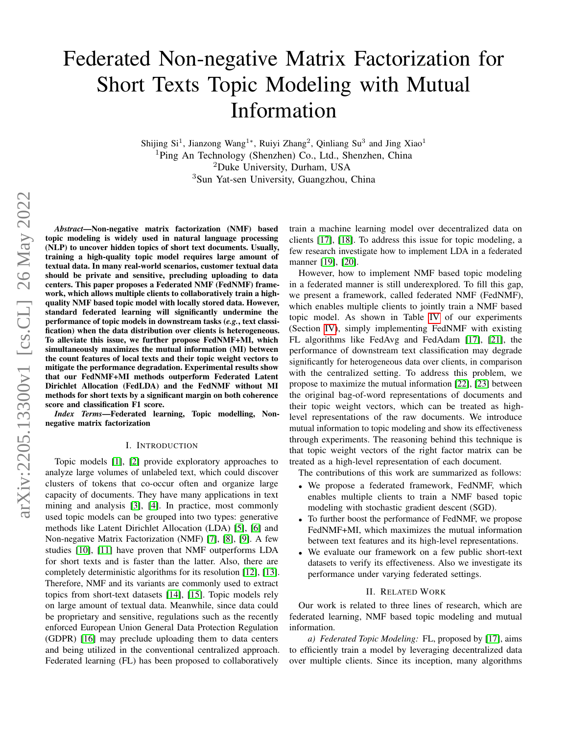# Federated Non-negative Matrix Factorization for Short Texts Topic Modeling with Mutual Information

Shijing Si[1], Jianzong Wang[1*], Ruiyi Zhang[2], Qinliang Su[3] and Jing Xiao[1]

[1]Ping An Technology (Shenzhen) Co., Ltd., Shenzhen, China
[2]Duke University, Durham, USA
[3]Sun Yat-sen University, Guangzhou, China

***Abstract*—Non-negative matrix factorization (NMF) based topic modeling is widely used in natural language processing (NLP) to uncover hidden topics of short text documents. Usually, training a high-quality topic model requires large amount of textual data. In many real-world scenarios, customer textual data should be private and sensitive, precluding uploading to data centers. This paper proposes a Federated NMF (FedNMF) framework, which allows multiple clients to collaboratively train a high-quality NMF based topic model with locally stored data. However, standard federated learning will significantly undermine the performance of topic models in downstream tasks (*e.g.*, text classification) when the data distribution over clients is heterogeneous. To alleviate this issue, we further propose FedNMF+MI, which simultaneously maximizes the mutual information (MI) between the count features of local texts and their topic weight vectors to mitigate the performance degradation. Experimental results show that our FedNMF+MI methods outperform Federated Latent Dirichlet Allocation (FedLDA) and the FedNMF without MI methods for short texts by a significant margin on both coherence score and classification F1 score.**

***Index Terms*—Federated learning, Topic modelling, Non-negative matrix factorization**

## I. Introduction

Topic models [1], [2] provide exploratory approaches to analyze large volumes of unlabeled text, which could discover clusters of tokens that co-occur often and organize large capacity of documents. They have many applications in text mining and analysis [3], [4]. In practice, most commonly used topic models can be grouped into two types: generative methods like Latent Dirichlet Allocation (LDA) [5], [6] and Non-negative Matrix Factorization (NMF) [7], [8], [9]. A few studies [10], [11] have proven that NMF outperforms LDA for short texts and is faster than the latter. Also, there are completely deterministic algorithms for its resolution [12], [13]. Therefore, NMF and its variants are commonly used to extract topics from short-text datasets [14], [15]. Topic models rely on large amount of textual data. Meanwhile, since data could be proprietary and sensitive, regulations such as the recently enforced European Union General Data Protection Regulation (GDPR) [16] may preclude uploading them to data centers and being utilized in the conventional centralized approach. Federated learning (FL) has been proposed to collaboratively train a machine learning model over decentralized data on clients [17], [18]. To address this issue for topic modeling, a few research investigate how to implement LDA in a federated manner [19], [20].

However, how to implement NMF based topic modeling in a federated manner is still underexplored. To fill this gap, we present a framework, called federated NMF (FedNMF), which enables multiple clients to jointly train a NMF based topic model. As shown in Table IV of our experiments (Section IV), simply implementing FedNMF with existing FL algorithms like FedAvg and FedAdam [17], [21], the performance of downstream text classification may degrade significantly for heterogeneous data over clients, in comparison with the centralized setting. To address this problem, we propose to maximize the mutual information [22], [23] between the original bag-of-word representations of documents and their topic weight vectors, which can be treated as high-level representations of the raw documents. We introduce mutual information to topic modeling and show its effectiveness through experiments. The reasoning behind this technique is that topic weight vectors of the right factor matrix can be treated as a high-level representation of each document.

The contributions of this work are summarized as follows:

- We propose a federated framework, FedNMF, which enables multiple clients to train a NMF based topic modeling with stochastic gradient descent (SGD).
- To further boost the performance of FedNMF, we propose FedNMF+MI, which maximizes the mutual information between text features and its high-level representations.
- We evaluate our framework on a few public short-text datasets to verify its effectiveness. Also we investigate its performance under varying federated settings.

## II. Related Work

Our work is related to three lines of research, which are federated learning, NMF based topic modeling and mutual information.

*a) Federated Topic Modeling:* FL, proposed by [17], aims to efficiently train a model by leveraging decentralized data over multiple clients. Since its inception, many algorithms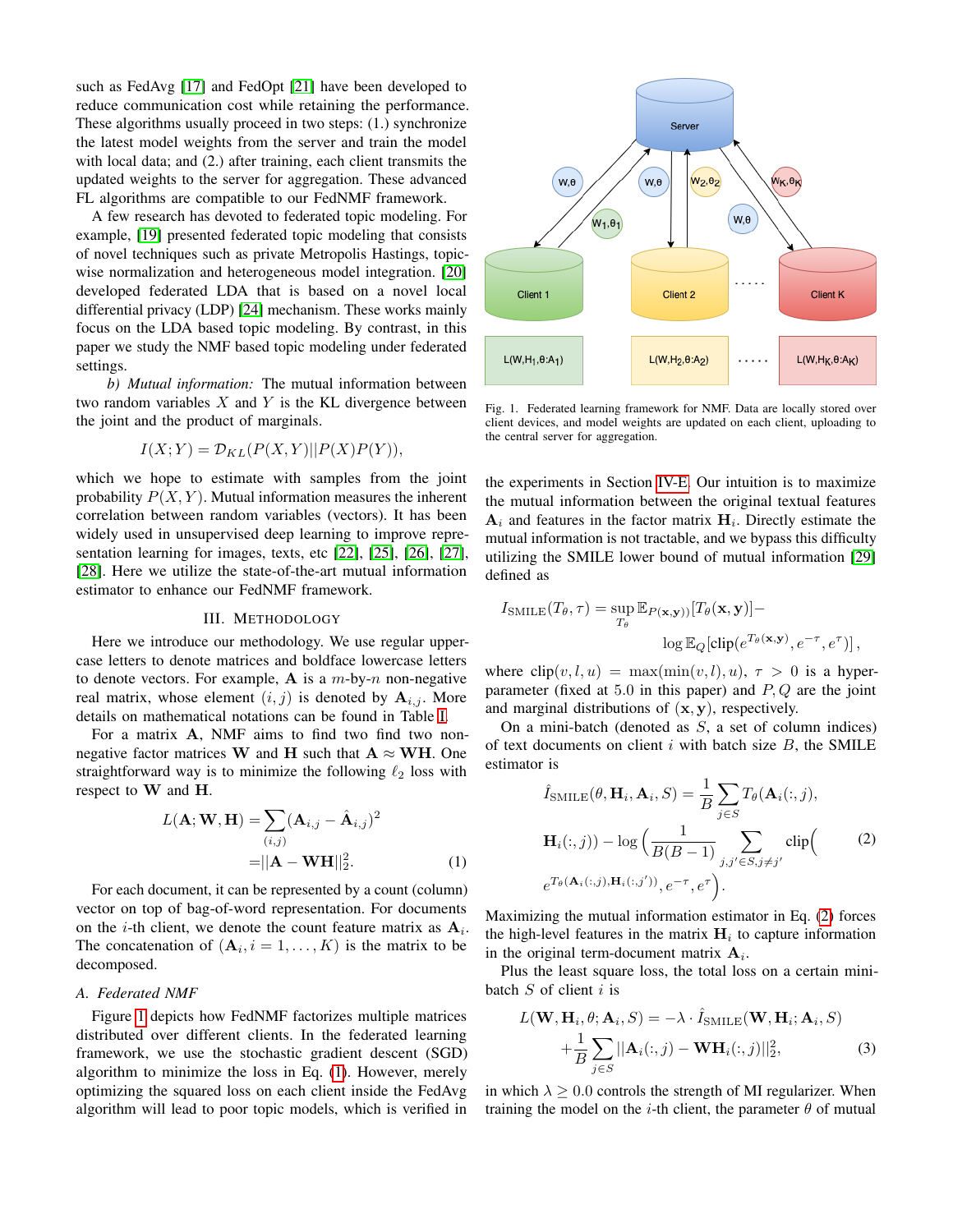such as FedAvg [17] and FedOpt [21] have been developed to reduce communication cost while retaining the performance. These algorithms usually proceed in two steps: (1.) synchronize the latest model weights from the server and train the model with local data; and (2.) after training, each client transmits the updated weights to the server for aggregation. These advanced FL algorithms are compatible to our FedNMF framework.

A few research has devoted to federated topic modeling. For example, [19] presented federated topic modeling that consists of novel techniques such as private Metropolis Hastings, topic-wise normalization and heterogeneous model integration. [20] developed federated LDA that is based on a novel local differential privacy (LDP) [24] mechanism. These works mainly focus on the LDA based topic modeling. By contrast, in this paper we study the NMF based topic modeling under federated settings.

*b) Mutual information:* The mutual information between two random variables $X$ and $Y$ is the KL divergence between the joint and the product of marginals.

$$I(X;Y) = \mathcal{D}_{KL}(P(X,Y)||P(X)P(Y)),$$

which we hope to estimate with samples from the joint probability $P(X,Y)$. Mutual information measures the inherent correlation between random variables (vectors). It has been widely used in unsupervised deep learning to improve representation learning for images, texts, etc [22], [25], [26], [27], [28]. Here we utilize the state-of-the-art mutual information estimator to enhance our FedNMF framework.

## III. Methodology

Here we introduce our methodology. We use regular uppercase letters to denote matrices and boldface lowercase letters to denote vectors. For example, $\mathbf{A}$ is a $m$-by-$n$ non-negative real matrix, whose element $(i,j)$ is denoted by $\mathbf{A}_{i,j}$. More details on mathematical notations can be found in Table I.

For a matrix $\mathbf{A}$, NMF aims to find two find two non-negative factor matrices $\mathbf{W}$ and $\mathbf{H}$ such that $\mathbf{A} \approx \mathbf{WH}$. One straightforward way is to minimize the following $\ell_2$ loss with respect to $\mathbf{W}$ and $\mathbf{H}$.

$$\begin{aligned} L(\mathbf{A};\mathbf{W},\mathbf{H}) = &\sum_{(i,j)} (\mathbf{A}_{i,j} - \hat{\mathbf{A}}_{i,j})^2 \\ =&||\mathbf{A} - \mathbf{WH}||_2^2. \end{aligned} \tag{1}$$

For each document, it can be represented by a count (column) vector on top of bag-of-word representation. For documents on the $i$-th client, we denote the count feature matrix as $\mathbf{A}_i$. The concatenation of $(\mathbf{A}_i, i = 1,\dots,K)$ is the matrix to be decomposed.

### A. Federated NMF

Figure 1 depicts how FedNMF factorizes multiple matrices distributed over different clients. In the federated learning framework, we use the stochastic gradient descent (SGD) algorithm to minimize the loss in Eq. (1). However, merely optimizing the squared loss on each client inside the FedAvg algorithm will lead to poor topic models, which is verified in

Fig. 1. Federated learning framework for NMF. Data are locally stored over client devices, and model weights are updated on each client, uploading to the central server for aggregation.

the experiments in Section IV-E. Our intuition is to maximize the mutual information between the original textual features $\mathbf{A}_i$ and features in the factor matrix $\mathbf{H}_i$. Directly estimate the mutual information is not tractable, and we bypass this difficulty utilizing the SMILE lower bound of mutual information [29] defined as

$$\begin{aligned} I_{\text{SMILE}}(T_\theta, \tau) = \sup_{T_\theta} \mathbb{E}_{P(\mathbf{x},\mathbf{y}))}[T_\theta(\mathbf{x},\mathbf{y})] - \\ \log \mathbb{E}_Q[\text{clip}(e^{T_\theta(\mathbf{x},\mathbf{y})}, e^{-\tau}, e^{\tau})], \end{aligned}$$

where $\text{clip}(v,l,u) = \max(\min(v,l),u)$, $\tau > 0$ is a hyper-parameter (fixed at 5.0 in this paper) and $P,Q$ are the joint and marginal distributions of $(\mathbf{x},\mathbf{y})$, respectively.

On a mini-batch (denoted as $S$, a set of column indices) of text documents on client $i$ with batch size $B$, the SMILE estimator is

$$\begin{aligned} \hat{I}_{\text{SMILE}}(\theta, \mathbf{H}_i, \mathbf{A}_i, S) = \frac{1}{B}\sum_{j\in S} T_\theta(\mathbf{A}_i(:,j), \\ \mathbf{H}_i(:,j)) - \log\Big(\frac{1}{B(B-1)} \sum_{j,j'\in S, j\neq j'} \text{clip}\Big( \\ e^{T_\theta(\mathbf{A}_i(:,j), \mathbf{H}_i(:,j'))}, e^{-\tau}, e^{\tau}\Big). \end{aligned} \tag{2}$$

Maximizing the mutual information estimator in Eq. (2) forces the high-level features in the matrix $\mathbf{H}_i$ to capture information in the original term-document matrix $\mathbf{A}_i$.

Plus the least square loss, the total loss on a certain mini-batch $S$ of client $i$ is

$$\begin{aligned} L(\mathbf{W}, \mathbf{H}_i, \theta; \mathbf{A}_i, S) = -\lambda \cdot \hat{I}_{\text{SMILE}}(\mathbf{W}, \mathbf{H}_i; \mathbf{A}_i, S) \\ + \frac{1}{B}\sum_{j\in S} ||\mathbf{A}_i(:,j) - \mathbf{W}\mathbf{H}_i(:,j)||_2^2, \end{aligned} \tag{3}$$

in which $\lambda \geq 0.0$ controls the strength of MI regularizer. When training the model on the $i$-th client, the parameter $\theta$ of mutual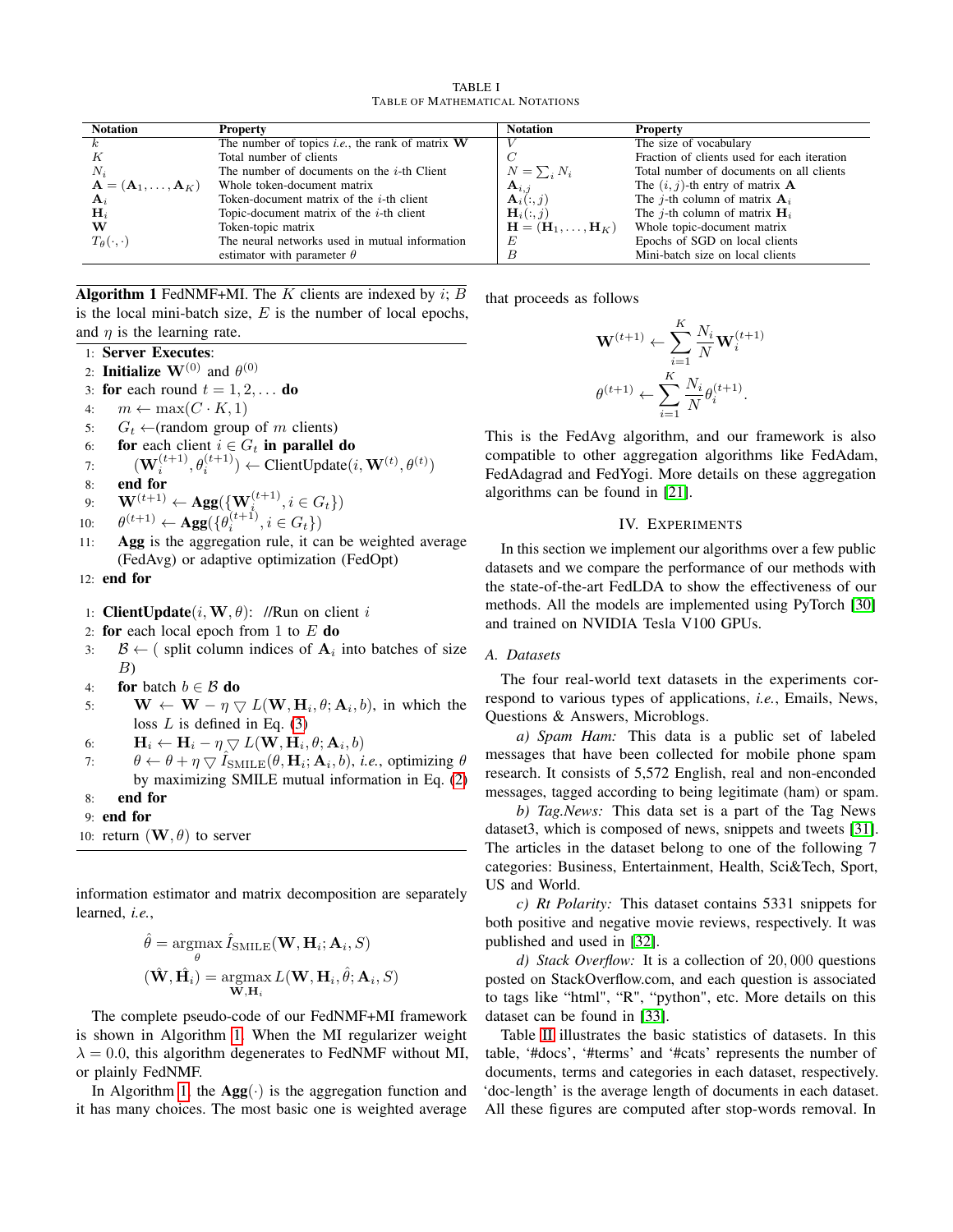TABLE I
TABLE OF MATHEMATICAL NOTATIONS

| Notation | Property | Notation | Property |
|---|---|---|---|
| $k$ | The number of topics *i.e.*, the rank of matrix $\mathbf{W}$ | $V$ | The size of vocabulary |
| $K$ | Total number of clients | $C$ | Fraction of clients used for each iteration |
| $N_i$ | The number of documents on the $i$-th Client | $N = \sum_i N_i$ | Total number of documents on all clients |
| $\mathbf{A} = (\mathbf{A}_1, \ldots, \mathbf{A}_K)$ | Whole token-document matrix | $\mathbf{A}_{i,j}$ | The $(i, j)$-th entry of matrix $\mathbf{A}$ |
| $\mathbf{A}_i$ | Token-document matrix of the $i$-th client | $\mathbf{A}_i(:, j)$ | The $j$-th column of matrix $\mathbf{A}_i$ |
| $\mathbf{H}_i$ | Topic-document matrix of the $i$-th client | $\mathbf{H}_i(:, j)$ | The $j$-th column of matrix $\mathbf{H}_i$ |
| $\mathbf{W}$ | Token-topic matrix | $\mathbf{H} = (\mathbf{H}_1, \ldots, \mathbf{H}_K)$ | Whole topic-document matrix |
| $T_\theta(\cdot, \cdot)$ | The neural networks used in mutual information estimator with parameter $\theta$ | $E$ | Epochs of SGD on local clients |
| | | $B$ | Mini-batch size on local clients |

**Algorithm 1** FedNMF+MI. The $K$ clients are indexed by $i$; $B$ is the local mini-batch size, $E$ is the number of local epochs, and $\eta$ is the learning rate.

```
1:  Server Executes:
2:  Initialize W^(0) and θ^(0)
3:  for each round t = 1, 2, ... do
4:      m ← max(C · K, 1)
5:      G_t ←(random group of m clients)
6:      for each client i ∈ G_t in parallel do
7:          (W_i^(t+1), θ_i^(t+1)) ← ClientUpdate(i, W^(t), θ^(t))
8:      end for
9:      W^(t+1) ← Agg({W_i^(t+1), i ∈ G_t})
10:     θ^(t+1) ← Agg({θ_i^(t+1), i ∈ G_t})
11:     Agg is the aggregation rule, it can be weighted average
        (FedAvg) or adaptive optimization (FedOpt)
12: end for

1:  ClientUpdate(i, W, θ):  //Run on client i
2:  for each local epoch from 1 to E do
3:      B ← ( split column indices of A_i into batches of size B)
4:      for batch b ∈ B do
5:          W ← W − η ∇ L(W, H_i, θ; A_i, b), in which the
            loss L is defined in Eq. (3)
6:          H_i ← H_i − η ∇ L(W, H_i, θ; A_i, b)
7:          θ ← θ + η ∇ Î_SMILE(θ, H_i; A_i, b), i.e., optimizing θ
            by maximizing SMILE mutual information in Eq. (2)
8:      end for
9:  end for
10: return (W, θ) to server
```

information estimator and matrix decomposition are separately learned, *i.e.*,

$$\hat{\theta} = \underset{\theta}{\operatorname{argmax}}\, \hat{I}_{\text{SMILE}}(\mathbf{W}, \mathbf{H}_i; \mathbf{A}_i, S)$$

$$(\hat{\mathbf{W}}, \hat{\mathbf{H}}_i) = \underset{\mathbf{W}, \mathbf{H}_i}{\operatorname{argmax}}\, L(\mathbf{W}, \mathbf{H}_i, \hat{\theta}; \mathbf{A}_i, S)$$

The complete pseudo-code of our FedNMF+MI framework is shown in Algorithm 1. When the MI regularizer weight $\lambda = 0.0$, this algorithm degenerates to FedNMF without MI, or plainly FedNMF.

In Algorithm 1, the $\mathbf{Agg}(\cdot)$ is the aggregation function and it has many choices. The most basic one is weighted average that proceeds as follows

$$\mathbf{W}^{(t+1)} \leftarrow \sum_{i=1}^{K} \frac{N_i}{N} \mathbf{W}_i^{(t+1)}$$

$$\theta^{(t+1)} \leftarrow \sum_{i=1}^{K} \frac{N_i}{N} \theta_i^{(t+1)}.$$

This is the FedAvg algorithm, and our framework is also compatible to other aggregation algorithms like FedAdam, FedAdagrad and FedYogi. More details on these aggregation algorithms can be found in [21].

## IV. Experiments

In this section we implement our algorithms over a few public datasets and we compare the performance of our methods with the state-of-the-art FedLDA to show the effectiveness of our methods. All the models are implemented using PyTorch [30] and trained on NVIDIA Tesla V100 GPUs.

### A. Datasets

The four real-world text datasets in the experiments correspond to various types of applications, *i.e.*, Emails, News, Questions & Answers, Microblogs.

*a) Spam Ham:* This data is a public set of labeled messages that have been collected for mobile phone spam research. It consists of 5,572 English, real and non-enconded messages, tagged according to being legitimate (ham) or spam.

*b) Tag.News:* This data set is a part of the Tag News dataset3, which is composed of news, snippets and tweets [31]. The articles in the dataset belong to one of the following 7 categories: Business, Entertainment, Health, Sci&Tech, Sport, US and World.

*c) Rt Polarity:* This dataset contains 5331 snippets for both positive and negative movie reviews, respectively. It was published and used in [32].

*d) Stack Overflow:* It is a collection of $20,000$ questions posted on StackOverflow.com, and each question is associated to tags like "html", "R", "python", etc. More details on this dataset can be found in [33].

Table II illustrates the basic statistics of datasets. In this table, '#docs', '#terms' and '#cats' represents the number of documents, terms and categories in each dataset, respectively. 'doc-length' is the average length of documents in each dataset. All these figures are computed after stop-words removal. In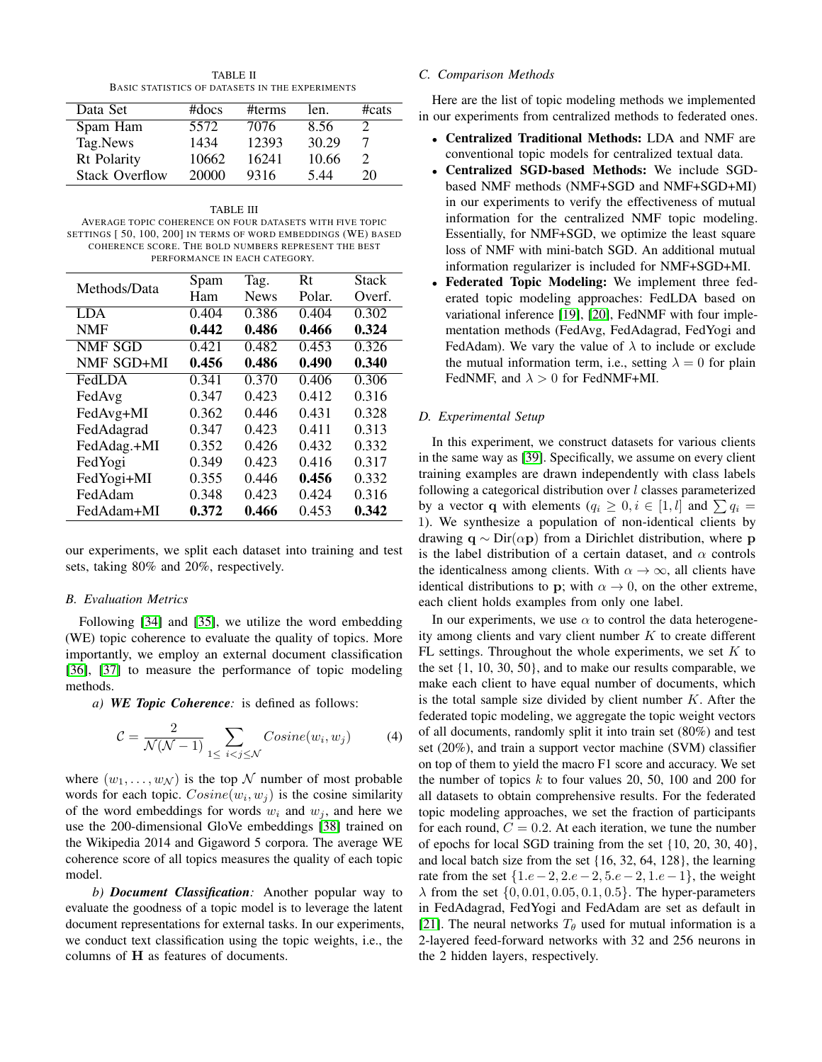TABLE II
BASIC STATISTICS OF DATASETS IN THE EXPERIMENTS

| Data Set | #docs | #terms | len. | #cats |
| --- | --- | --- | --- | --- |
| Spam Ham | 5572 | 7076 | 8.56 | 2 |
| Tag.News | 1434 | 12393 | 30.29 | 7 |
| Rt Polarity | 10662 | 16241 | 10.66 | 2 |
| Stack Overflow | 20000 | 9316 | 5.44 | 20 |

TABLE III
AVERAGE TOPIC COHERENCE ON FOUR DATASETS WITH FIVE TOPIC SETTINGS [ 50, 100, 200] IN TERMS OF WORD EMBEDDINGS (WE) BASED COHERENCE SCORE. THE BOLD NUMBERS REPRESENT THE BEST PERFORMANCE IN EACH CATEGORY.

| Methods/Data | Spam Ham | Tag. News | Rt Polar. | Stack Overf. |
| --- | --- | --- | --- | --- |
| LDA | 0.404 | 0.386 | 0.404 | 0.302 |
| NMF | **0.442** | **0.486** | **0.466** | **0.324** |
| NMF SGD | 0.421 | 0.482 | 0.453 | 0.326 |
| NMF SGD+MI | **0.456** | **0.486** | **0.490** | **0.340** |
| FedLDA | 0.341 | 0.370 | 0.406 | 0.306 |
| FedAvg | 0.347 | 0.423 | 0.412 | 0.316 |
| FedAvg+MI | 0.362 | 0.446 | 0.431 | 0.328 |
| FedAdagrad | 0.347 | 0.423 | 0.411 | 0.313 |
| FedAdag.+MI | 0.352 | 0.426 | 0.432 | 0.332 |
| FedYogi | 0.349 | 0.423 | 0.416 | 0.317 |
| FedYogi+MI | 0.355 | 0.446 | **0.456** | 0.332 |
| FedAdam | 0.348 | 0.423 | 0.424 | 0.316 |
| FedAdam+MI | **0.372** | **0.466** | 0.453 | **0.342** |

our experiments, we split each dataset into training and test sets, taking 80% and 20%, respectively.

### B. Evaluation Metrics

Following [34] and [35], we utilize the word embedding (WE) topic coherence to evaluate the quality of topics. More importantly, we employ an external document classification [36], [37] to measure the performance of topic modeling methods.

*a) **WE Topic Coherence**:* is defined as follows:

$$\mathcal{C} = \frac{2}{\mathcal{N}(\mathcal{N}-1)} \sum_{1 \leq \ i<j \leq \mathcal{N}} Cosine(w_i, w_j) \tag{4}$$

where $(w_1, \ldots, w_{\mathcal{N}})$ is the top $\mathcal{N}$ number of most probable words for each topic. $Cosine(w_i, w_j)$ is the cosine similarity of the word embeddings for words $w_i$ and $w_j$, and here we use the 200-dimensional GloVe embeddings [38] trained on the Wikipedia 2014 and Gigaword 5 corpora. The average WE coherence score of all topics measures the quality of each topic model.

*b) **Document Classification**:* Another popular way to evaluate the goodness of a topic model is to leverage the latent document representations for external tasks. In our experiments, we conduct text classification using the topic weights, i.e., the columns of $\mathbf{H}$ as features of documents.

### C. Comparison Methods

Here are the list of topic modeling methods we implemented in our experiments from centralized methods to federated ones.

- **Centralized Traditional Methods:** LDA and NMF are conventional topic models for centralized textual data.
- **Centralized SGD-based Methods:** We include SGD-based NMF methods (NMF+SGD and NMF+SGD+MI) in our experiments to verify the effectiveness of mutual information for the centralized NMF topic modeling. Essentially, for NMF+SGD, we optimize the least square loss of NMF with mini-batch SGD. An additional mutual information regularizer is included for NMF+SGD+MI.
- **Federated Topic Modeling:** We implement three federated topic modeling approaches: FedLDA based on variational inference [19], [20], FedNMF with four implementation methods (FedAvg, FedAdagrad, FedYogi and FedAdam). We vary the value of $\lambda$ to include or exclude the mutual information term, i.e., setting $\lambda = 0$ for plain FedNMF, and $\lambda > 0$ for FedNMF+MI.

### D. Experimental Setup

In this experiment, we construct datasets for various clients in the same way as [39]. Specifically, we assume on every client training examples are drawn independently with class labels following a categorical distribution over $l$ classes parameterized by a vector $\mathbf{q}$ with elements ($q_i \geq 0, i \in [1, l]$ and $\sum q_i = 1$). We synthesize a population of non-identical clients by drawing $\mathbf{q} \sim \text{Dir}(\alpha \mathbf{p})$ from a Dirichlet distribution, where $\mathbf{p}$ is the label distribution of a certain dataset, and $\alpha$ controls the identicalness among clients. With $\alpha \to \infty$, all clients have identical distributions to $\mathbf{p}$; with $\alpha \to 0$, on the other extreme, each client holds examples from only one label.

In our experiments, we use $\alpha$ to control the data heterogeneity among clients and vary client number $K$ to create different FL settings. Throughout the whole experiments, we set $K$ to the set $\{1, 10, 30, 50\}$, and to make our results comparable, we make each client to have equal number of documents, which is the total sample size divided by client number $K$. After the federated topic modeling, we aggregate the topic weight vectors of all documents, randomly split it into train set (80%) and test set (20%), and train a support vector machine (SVM) classifier on top of them to yield the macro F1 score and accuracy. We set the number of topics $k$ to four values 20, 50, 100 and 200 for all datasets to obtain comprehensive results. For the federated topic modeling approaches, we set the fraction of participants for each round, $C = 0.2$. At each iteration, we tune the number of epochs for local SGD training from the set $\{10, 20, 30, 40\}$, and local batch size from the set $\{16, 32, 64, 128\}$, the learning rate from the set $\{1.e-2, 2.e-2, 5.e-2, 1.e-1\}$, the weight $\lambda$ from the set $\{0, 0.01, 0.05, 0.1, 0.5\}$. The hyper-parameters in FedAdagrad, FedYogi and FedAdam are set as default in [21]. The neural networks $T_\theta$ used for mutual information is a 2-layered feed-forward networks with 32 and 256 neurons in the 2 hidden layers, respectively.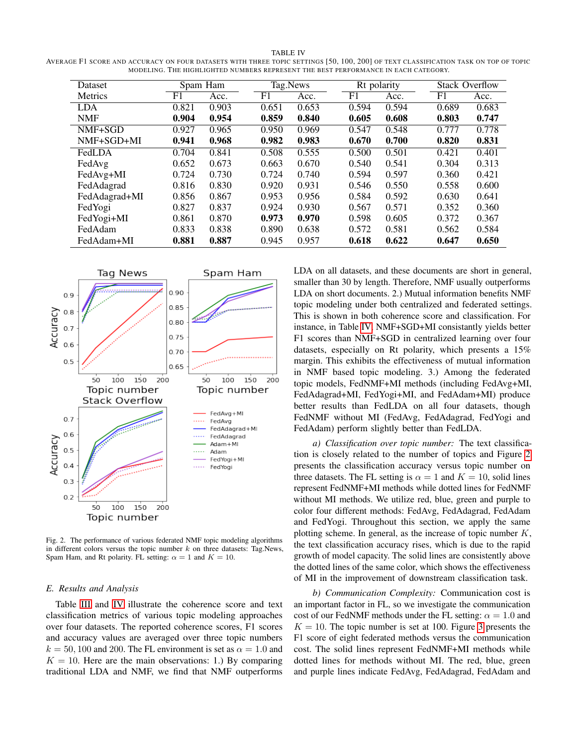TABLE IV

AVERAGE F1 SCORE AND ACCURACY ON FOUR DATASETS WITH THREE TOPIC SETTINGS [50, 100, 200] OF TEXT CLASSIFICATION TASK ON TOP OF TOPIC MODELING. THE HIGHLIGHTED NUMBERS REPRESENT THE BEST PERFORMANCE IN EACH CATEGORY.

| Dataset | Spam Ham | | Tag.News | | Rt polarity | | Stack Overflow | |
|---|---|---|---|---|---|---|---|---|
| Metrics | F1 | Acc. | F1 | Acc. | F1 | Acc. | F1 | Acc. |
| LDA | 0.821 | 0.903 | 0.651 | 0.653 | 0.594 | 0.594 | 0.689 | 0.683 |
| NMF | **0.904** | **0.954** | **0.859** | **0.840** | **0.605** | **0.608** | **0.803** | **0.747** |
| NMF+SGD | 0.927 | 0.965 | 0.950 | 0.969 | 0.547 | 0.548 | 0.777 | 0.778 |
| NMF+SGD+MI | **0.941** | **0.968** | **0.982** | **0.983** | **0.670** | **0.700** | **0.820** | **0.831** |
| FedLDA | 0.704 | 0.841 | 0.508 | 0.555 | 0.500 | 0.501 | 0.421 | 0.401 |
| FedAvg | 0.652 | 0.673 | 0.663 | 0.670 | 0.540 | 0.541 | 0.304 | 0.313 |
| FedAvg+MI | 0.724 | 0.730 | 0.724 | 0.740 | 0.594 | 0.597 | 0.360 | 0.421 |
| FedAdagrad | 0.816 | 0.830 | 0.920 | 0.931 | 0.546 | 0.550 | 0.558 | 0.600 |
| FedAdagrad+MI | 0.856 | 0.867 | 0.953 | 0.956 | 0.584 | 0.592 | 0.630 | 0.641 |
| FedYogi | 0.827 | 0.837 | 0.924 | 0.930 | 0.567 | 0.571 | 0.352 | 0.360 |
| FedYogi+MI | 0.861 | 0.870 | **0.973** | **0.970** | 0.598 | 0.605 | 0.372 | 0.367 |
| FedAdam | 0.833 | 0.838 | 0.890 | 0.638 | 0.572 | 0.581 | 0.562 | 0.584 |
| FedAdam+MI | **0.881** | **0.887** | 0.945 | 0.957 | **0.618** | **0.622** | **0.647** | **0.650** |

Fig. 2. The performance of various federated NMF topic modeling algorithms in different colors versus the topic number $k$ on three datasets: Tag.News, Spam Ham, and Rt polarity. FL setting: $\alpha = 1$ and $K = 10$.

### E. Results and Analysis

Table III and IV illustrate the coherence score and text classification metrics of various topic modeling approaches over four datasets. The reported coherence scores, F1 scores and accuracy values are averaged over three topic numbers $k = 50, 100$ and $200$. The FL environment is set as $\alpha = 1.0$ and $K = 10$. Here are the main observations: 1.) By comparing traditional LDA and NMF, we find that NMF outperforms LDA on all datasets, and these documents are short in general, smaller than 30 by length. Therefore, NMF usually outperforms LDA on short documents. 2.) Mutual information benefits NMF topic modeling under both centralized and federated settings. This is shown in both coherence score and classification. For instance, in Table IV, NMF+SGD+MI consistantly yields better F1 scores than NMF+SGD in centralized learning over four datasets, especially on Rt polarity, which presents a 15% margin. This exhibits the effectiveness of mutual information in NMF based topic modeling. 3.) Among the federated topic models, FedNMF+MI methods (including FedAvg+MI, FedAdagrad+MI, FedYogi+MI, and FedAdam+MI) produce better results than FedLDA on all four datasets, though FedNMF without MI (FedAvg, FedAdagrad, FedYogi and FedAdam) perform slightly better than FedLDA.

*a) Classification over topic number:* The text classification is closely related to the number of topics and Figure 2 presents the classification accuracy versus topic number on three datasets. The FL setting is $\alpha = 1$ and $K = 10$, solid lines represent FedNMF+MI methods while dotted lines for FedNMF without MI methods. We utilize red, blue, green and purple to color four different methods: FedAvg, FedAdagrad, FedAdam and FedYogi. Throughout this section, we apply the same plotting scheme. In general, as the increase of topic number $K$, the text classification accuracy rises, which is due to the rapid growth of model capacity. The solid lines are consistently above the dotted lines of the same color, which shows the effectiveness of MI in the improvement of downstream classification task.

*b) Communication Complexity:* Communication cost is an important factor in FL, so we investigate the communication cost of our FedNMF methods under the FL setting: $\alpha = 1.0$ and $K = 10$. The topic number is set at 100. Figure 3 presents the F1 score of eight federated methods versus the communication cost. The solid lines represent FedNMF+MI methods while dotted lines for methods without MI. The red, blue, green and purple lines indicate FedAvg, FedAdagrad, FedAdam and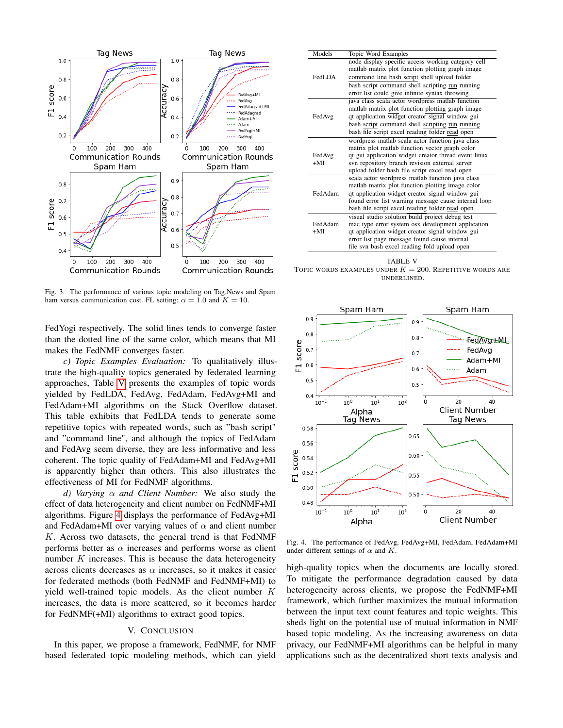Fig. 3. The performance of various topic modeling on Tag.News and Spam ham versus communication cost. FL setting: $\alpha = 1.0$ and $K = 10$.

FedYogi respectively. The solid lines tends to converge faster than the dotted line of the same color, which means that MI makes the FedNMF converges faster.

*c) Topic Examples Evaluation:* To qualitatively illustrate the high-quality topics generated by federated learning approaches, Table V presents the examples of topic words yielded by FedLDA, FedAvg, FedAdam, FedAvg+MI and FedAdam+MI algorithms on the Stack Overflow dataset. This table exhibits that FedLDA tends to generate some repetitive topics with repeated words, such as "bash script" and "command line", and although the topics of FedAdam and FedAvg seem diverse, they are less informative and less coherent. The topic quality of FedAdam+MI and FedAvg+MI is apparently higher than others. This also illustrates the effectiveness of MI for FedNMF algorithms.

*d) Varying $\alpha$ and Client Number:* We also study the effect of data heterogeneity and client number on FedNMF+MI algorithms. Figure 4 displays the performance of FedAvg+MI and FedAdam+MI over varying values of $\alpha$ and client number $K$. Across two datasets, the general trend is that FedNMF performs better as $\alpha$ increases and performs worse as client number $K$ increases. This is because the data heterogeneity across clients decreases as $\alpha$ increases, so it makes it easier for federated methods (both FedNMF and FedNMF+MI) to yield well-trained topic models. As the client number $K$ increases, the data is more scattered, so it becomes harder for FedNMF(+MI) algorithms to extract good topics.

## V. Conclusion

In this paper, we propose a framework, FedNMF, for NMF based federated topic modeling methods, which can yield high-quality topics when the documents are locally stored. To mitigate the performance degradation caused by data heterogeneity across clients, we propose the FedNMF+MI framework, which further maximizes the mutual information between the input text count features and topic weights. This sheds light on the potential use of mutual information in NMF based topic modeling. As the increasing awareness on data privacy, our FedNMF+MI algorithms can be helpful in many applications such as the decentralized short texts analysis and

| Models | Topic Word Examples |
|---|---|
| FedLDA | node display specific access working category cell<br>matlab matrix plot function plotting graph image<br>command line bash script shell upload folder<br>bash script command shell scripting run running<br>error list could give infinite syntax throwing |
| FedAvg | java class scala actor wordpress matlab function<br>matlab matrix plot function plotting graph image<br>qt application widget creator signal window gui<br>bash script command shell scripting run running<br>bash file script excel reading folder read open |
| FedAvg +MI | wordpress matlab scala actor function java class<br>matrix plot matlab function vector graph color<br>qt gui application widget creator thread event linux<br>svn repository branch revision external server<br>upload folder bash file script excel read open |
| FedAdam | scala actor wordpress matlab function java class<br>matlab matrix plot function plotting image color<br>qt application widget creator signal window gui<br>found error list warning message cause internal loop<br>bash file script excel reading folder read open |
| FedAdam +MI | visual studio solution build project debug test<br>mac type error system osx development application<br>qt application widget creator signal window gui<br>error list page message found cause internal<br>file svn bash excel reading fold upload open |

TABLE V
Topic words examples under $K = 200$. Repetitive words are underlined.

Fig. 4. The performance of FedAvg, FedAvg+MI, FedAdam, FedAdam+MI under different settings of $\alpha$ and $K$.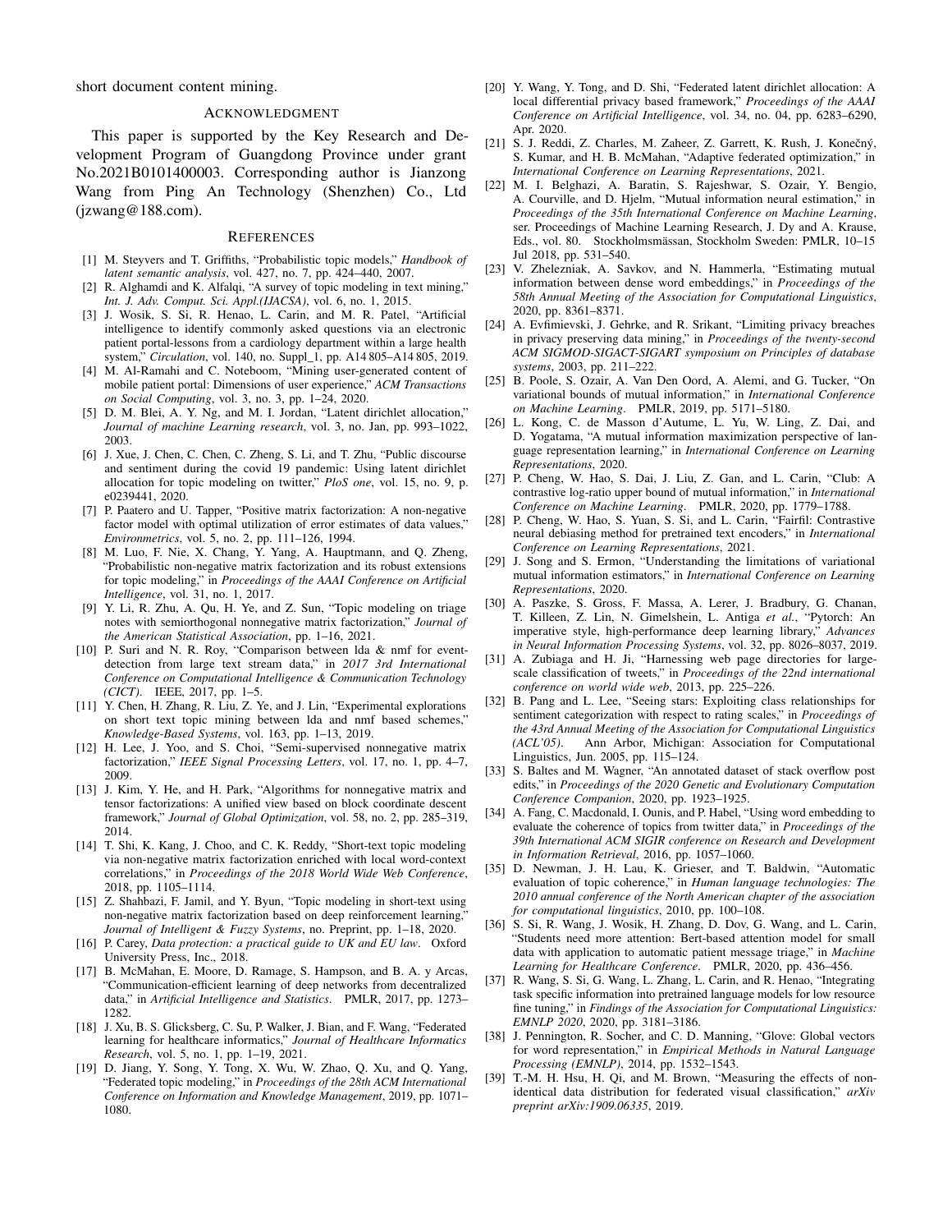short document content mining.

## ACKNOWLEDGMENT

This paper is supported by the Key Research and Development Program of Guangdong Province under grant No.2021B0101400003. Corresponding author is Jianzong Wang from Ping An Technology (Shenzhen) Co., Ltd (jzwang@188.com).

## REFERENCES

[1] M. Steyvers and T. Griffiths, "Probabilistic topic models," *Handbook of latent semantic analysis*, vol. 427, no. 7, pp. 424–440, 2007.

[2] R. Alghamdi and K. Alfalqi, "A survey of topic modeling in text mining," *Int. J. Adv. Comput. Sci. Appl.(IJACSA)*, vol. 6, no. 1, 2015.

[3] J. Wosik, S. Si, R. Henao, L. Carin, and M. R. Patel, "Artificial intelligence to identify commonly asked questions via an electronic patient portal-lessons from a cardiology department within a large health system," *Circulation*, vol. 140, no. Suppl_1, pp. A14 805–A14 805, 2019.

[4] M. Al-Ramahi and C. Noteboom, "Mining user-generated content of mobile patient portal: Dimensions of user experience," *ACM Transactions on Social Computing*, vol. 3, no. 3, pp. 1–24, 2020.

[5] D. M. Blei, A. Y. Ng, and M. I. Jordan, "Latent dirichlet allocation," *Journal of machine Learning research*, vol. 3, no. Jan, pp. 993–1022, 2003.

[6] J. Xue, J. Chen, C. Chen, C. Zheng, S. Li, and T. Zhu, "Public discourse and sentiment during the covid 19 pandemic: Using latent dirichlet allocation for topic modeling on twitter," *PloS one*, vol. 15, no. 9, p. e0239441, 2020.

[7] P. Paatero and U. Tapper, "Positive matrix factorization: A non-negative factor model with optimal utilization of error estimates of data values," *Environmetrics*, vol. 5, no. 2, pp. 111–126, 1994.

[8] M. Luo, F. Nie, X. Chang, Y. Yang, A. Hauptmann, and Q. Zheng, "Probabilistic non-negative matrix factorization and its robust extensions for topic modeling," in *Proceedings of the AAAI Conference on Artificial Intelligence*, vol. 31, no. 1, 2017.

[9] Y. Li, R. Zhu, A. Qu, H. Ye, and Z. Sun, "Topic modeling on triage notes with semiorthogonal nonnegative matrix factorization," *Journal of the American Statistical Association*, pp. 1–16, 2021.

[10] P. Suri and N. R. Roy, "Comparison between lda & nmf for event-detection from large text stream data," in *2017 3rd International Conference on Computational Intelligence & Communication Technology (CICT)*. IEEE, 2017, pp. 1–5.

[11] Y. Chen, H. Zhang, R. Liu, Z. Ye, and J. Lin, "Experimental explorations on short text topic mining between lda and nmf based schemes," *Knowledge-Based Systems*, vol. 163, pp. 1–13, 2019.

[12] H. Lee, J. Yoo, and S. Choi, "Semi-supervised nonnegative matrix factorization," *IEEE Signal Processing Letters*, vol. 17, no. 1, pp. 4–7, 2009.

[13] J. Kim, Y. He, and H. Park, "Algorithms for nonnegative matrix and tensor factorizations: A unified view based on block coordinate descent framework," *Journal of Global Optimization*, vol. 58, no. 2, pp. 285–319, 2014.

[14] T. Shi, K. Kang, J. Choo, and C. K. Reddy, "Short-text topic modeling via non-negative matrix factorization enriched with local word-context correlations," in *Proceedings of the 2018 World Wide Web Conference*, 2018, pp. 1105–1114.

[15] Z. Shahbazi, F. Jamil, and Y. Byun, "Topic modeling in short-text using non-negative matrix factorization based on deep reinforcement learning," *Journal of Intelligent & Fuzzy Systems*, no. Preprint, pp. 1–18, 2020.

[16] P. Carey, *Data protection: a practical guide to UK and EU law*. Oxford University Press, Inc., 2018.

[17] B. McMahan, E. Moore, D. Ramage, S. Hampson, and B. A. y Arcas, "Communication-efficient learning of deep networks from decentralized data," in *Artificial Intelligence and Statistics*. PMLR, 2017, pp. 1273–1282.

[18] J. Xu, B. S. Glicksberg, C. Su, P. Walker, J. Bian, and F. Wang, "Federated learning for healthcare informatics," *Journal of Healthcare Informatics Research*, vol. 5, no. 1, pp. 1–19, 2021.

[19] D. Jiang, Y. Song, Y. Tong, X. Wu, W. Zhao, Q. Xu, and Q. Yang, "Federated topic modeling," in *Proceedings of the 28th ACM International Conference on Information and Knowledge Management*, 2019, pp. 1071–1080.

[20] Y. Wang, Y. Tong, and D. Shi, "Federated latent dirichlet allocation: A local differential privacy based framework," *Proceedings of the AAAI Conference on Artificial Intelligence*, vol. 34, no. 04, pp. 6283–6290, Apr. 2020.

[21] S. J. Reddi, Z. Charles, M. Zaheer, Z. Garrett, K. Rush, J. Konečný, S. Kumar, and H. B. McMahan, "Adaptive federated optimization," in *International Conference on Learning Representations*, 2021.

[22] M. I. Belghazi, A. Baratin, S. Rajeshwar, S. Ozair, Y. Bengio, A. Courville, and D. Hjelm, "Mutual information neural estimation," in *Proceedings of the 35th International Conference on Machine Learning*, ser. Proceedings of Machine Learning Research, J. Dy and A. Krause, Eds., vol. 80. Stockholmsmässan, Stockholm Sweden: PMLR, 10–15 Jul 2018, pp. 531–540.

[23] V. Zhelezniak, A. Savkov, and N. Hammerla, "Estimating mutual information between dense word embeddings," in *Proceedings of the 58th Annual Meeting of the Association for Computational Linguistics*, 2020, pp. 8361–8371.

[24] A. Evfimievski, J. Gehrke, and R. Srikant, "Limiting privacy breaches in privacy preserving data mining," in *Proceedings of the twenty-second ACM SIGMOD-SIGACT-SIGART symposium on Principles of database systems*, 2003, pp. 211–222.

[25] B. Poole, S. Ozair, A. Van Den Oord, A. Alemi, and G. Tucker, "On variational bounds of mutual information," in *International Conference on Machine Learning*. PMLR, 2019, pp. 5171–5180.

[26] L. Kong, C. de Masson d'Autume, L. Yu, W. Ling, Z. Dai, and D. Yogatama, "A mutual information maximization perspective of language representation learning," in *International Conference on Learning Representations*, 2020.

[27] P. Cheng, W. Hao, S. Dai, J. Liu, Z. Gan, and L. Carin, "Club: A contrastive log-ratio upper bound of mutual information," in *International Conference on Machine Learning*. PMLR, 2020, pp. 1779–1788.

[28] P. Cheng, W. Hao, S. Yuan, S. Si, and L. Carin, "Fairfil: Contrastive neural debiasing method for pretrained text encoders," in *International Conference on Learning Representations*, 2021.

[29] J. Song and S. Ermon, "Understanding the limitations of variational mutual information estimators," in *International Conference on Learning Representations*, 2020.

[30] A. Paszke, S. Gross, F. Massa, A. Lerer, J. Bradbury, G. Chanan, T. Killeen, Z. Lin, N. Gimelshein, L. Antiga *et al.*, "Pytorch: An imperative style, high-performance deep learning library," *Advances in Neural Information Processing Systems*, vol. 32, pp. 8026–8037, 2019.

[31] A. Zubiaga and H. Ji, "Harnessing web page directories for large-scale classification of tweets," in *Proceedings of the 22nd international conference on world wide web*, 2013, pp. 225–226.

[32] B. Pang and L. Lee, "Seeing stars: Exploiting class relationships for sentiment categorization with respect to rating scales," in *Proceedings of the 43rd Annual Meeting of the Association for Computational Linguistics (ACL'05)*. Ann Arbor, Michigan: Association for Computational Linguistics, Jun. 2005, pp. 115–124.

[33] S. Baltes and M. Wagner, "An annotated dataset of stack overflow post edits," in *Proceedings of the 2020 Genetic and Evolutionary Computation Conference Companion*, 2020, pp. 1923–1925.

[34] A. Fang, C. Macdonald, I. Ounis, and P. Habel, "Using word embedding to evaluate the coherence of topics from twitter data," in *Proceedings of the 39th International ACM SIGIR conference on Research and Development in Information Retrieval*, 2016, pp. 1057–1060.

[35] D. Newman, J. H. Lau, K. Grieser, and T. Baldwin, "Automatic evaluation of topic coherence," in *Human language technologies: The 2010 annual conference of the North American chapter of the association for computational linguistics*, 2010, pp. 100–108.

[36] S. Si, R. Wang, J. Wosik, H. Zhang, D. Dov, G. Wang, and L. Carin, "Students need more attention: Bert-based attention model for small data with application to automatic patient message triage," in *Machine Learning for Healthcare Conference*. PMLR, 2020, pp. 436–456.

[37] R. Wang, S. Si, G. Wang, L. Zhang, L. Carin, and R. Henao, "Integrating task specific information into pretrained language models for low resource fine tuning," in *Findings of the Association for Computational Linguistics: EMNLP 2020*, 2020, pp. 3181–3186.

[38] J. Pennington, R. Socher, and C. D. Manning, "Glove: Global vectors for word representation," in *Empirical Methods in Natural Language Processing (EMNLP)*, 2014, pp. 1532–1543.

[39] T.-M. H. Hsu, H. Qi, and M. Brown, "Measuring the effects of non-identical data distribution for federated visual classification," *arXiv preprint arXiv:1909.06335*, 2019.